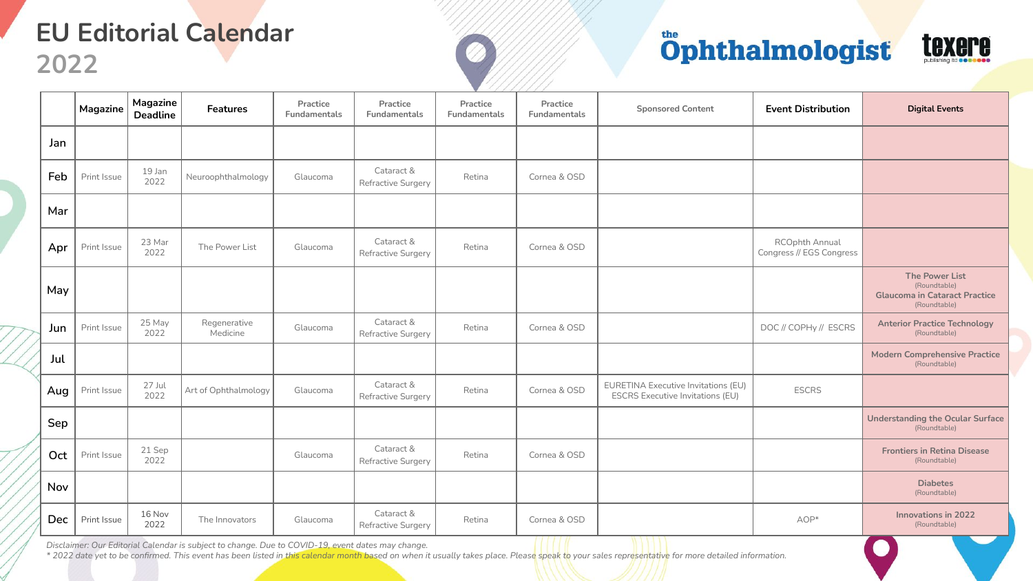# EU Editorial Calendar

## 2022

the Ophthalmologist

texere publishing ltd

| | Magazine | Magazine Deadline | Features | Practice Fundamentals | Practice Fundamentals | Practice Fundamentals | Practice Fundamentals | Sponsored Content | Event Distribution | Digital Events |
|---|---|---|---|---|---|---|---|---|---|---|
| Jan | | | | | | | | | | |
| Feb | Print Issue | 19 Jan 2022 | Neuroophthalmology | Glaucoma | Cataract & Refractive Surgery | Retina | Cornea & OSD | | | |
| Mar | | | | | | | | | | |
| Apr | Print Issue | 23 Mar 2022 | The Power List | Glaucoma | Cataract & Refractive Surgery | Retina | Cornea & OSD | | RCOphth Annual Congress // EGS Congress | |
| May | | | | | | | | | | **The Power List** (Roundtable) **Glaucoma in Cataract Practice** (Roundtable) |
| Jun | Print Issue | 25 May 2022 | Regenerative Medicine | Glaucoma | Cataract & Refractive Surgery | Retina | Cornea & OSD | | DOC // COPHy // ESCRS | **Anterior Practice Technology** (Roundtable) |
| Jul | | | | | | | | | | **Modern Comprehensive Practice** (Roundtable) |
| Aug | Print Issue | 27 Jul 2022 | Art of Ophthalmology | Glaucoma | Cataract & Refractive Surgery | Retina | Cornea & OSD | EURETINA Executive Invitations (EU) ESCRS Executive Invitations (EU) | ESCRS | |
| Sep | | | | | | | | | | **Understanding the Ocular Surface** (Roundtable) |
| Oct | Print Issue | 21 Sep 2022 | | Glaucoma | Cataract & Refractive Surgery | Retina | Cornea & OSD | | | **Frontiers in Retina Disease** (Roundtable) |
| Nov | | | | | | | | | | **Diabetes** (Roundtable) |
| Dec | Print Issue | 16 Nov 2022 | The Innovators | Glaucoma | Cataract & Refractive Surgery | Retina | Cornea & OSD | | AOP* | **Innovations in 2022** (Roundtable) |

*Disclaimer: Our Editorial Calendar is subject to change. Due to COVID-19, event dates may change.*

*\* 2022 date yet to be confirmed. This event has been listed in this calendar month based on when it usually takes place. Please speak to your sales representative for more detailed information.*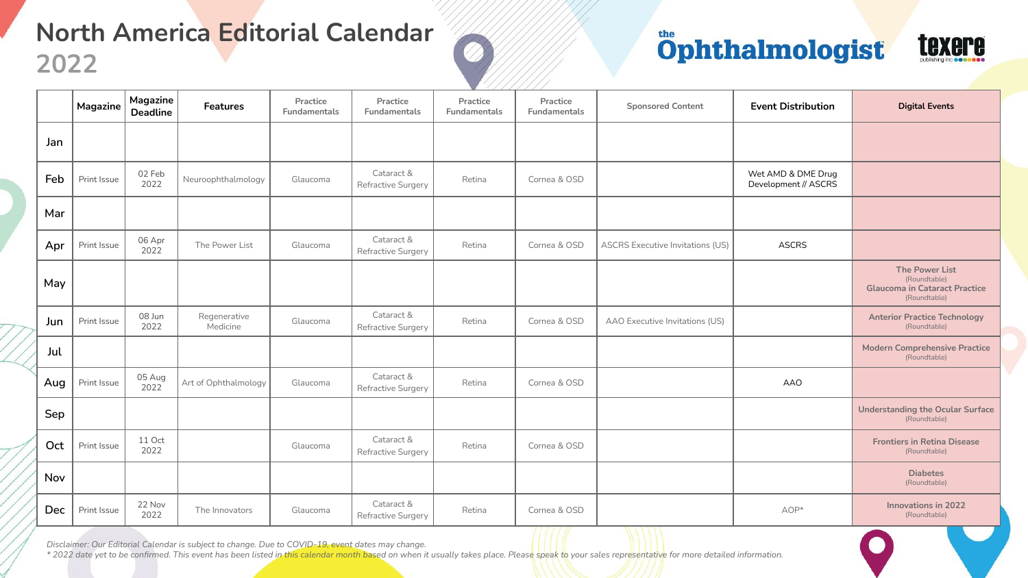# North America Editorial Calendar 2022

the Ophthalmologist

texere publishing inc

| | Magazine | Magazine Deadline | Features | Practice Fundamentals | Practice Fundamentals | Practice Fundamentals | Practice Fundamentals | Sponsored Content | Event Distribution | Digital Events |
|---|---|---|---|---|---|---|---|---|---|---|
| Jan | | | | | | | | | | |
| Feb | Print Issue | 02 Feb 2022 | Neuroophthalmology | Glaucoma | Cataract & Refractive Surgery | Retina | Cornea & OSD | | Wet AMD & DME Drug Development // ASCRS | |
| Mar | | | | | | | | | | |
| Apr | Print Issue | 06 Apr 2022 | The Power List | Glaucoma | Cataract & Refractive Surgery | Retina | Cornea & OSD | ASCRS Executive Invitations (US) | ASCRS | |
| May | | | | | | | | | | **The Power List** (Roundtable) **Glaucoma in Cataract Practice** (Roundtable) |
| Jun | Print Issue | 08 Jun 2022 | Regenerative Medicine | Glaucoma | Cataract & Refractive Surgery | Retina | Cornea & OSD | AAO Executive Invitations (US) | | **Anterior Practice Technology** (Roundtable) |
| Jul | | | | | | | | | | **Modern Comprehensive Practice** (Roundtable) |
| Aug | Print Issue | 05 Aug 2022 | Art of Ophthalmology | Glaucoma | Cataract & Refractive Surgery | Retina | Cornea & OSD | | AAO | |
| Sep | | | | | | | | | | **Understanding the Ocular Surface** (Roundtable) |
| Oct | Print Issue | 11 Oct 2022 | | Glaucoma | Cataract & Refractive Surgery | Retina | Cornea & OSD | | | **Frontiers in Retina Disease** (Roundtable) |
| Nov | | | | | | | | | | **Diabetes** (Roundtable) |
| Dec | Print Issue | 22 Nov 2022 | The Innovators | Glaucoma | Cataract & Refractive Surgery | Retina | Cornea & OSD | | AOP* | **Innovations in 2022** (Roundtable) |

*Disclaimer: Our Editorial Calendar is subject to change. Due to COVID-19, event dates may change.*

*\* 2022 date yet to be confirmed. This event has been listed in this calendar month based on when it usually takes place. Please speak to your sales representative for more detailed information.*